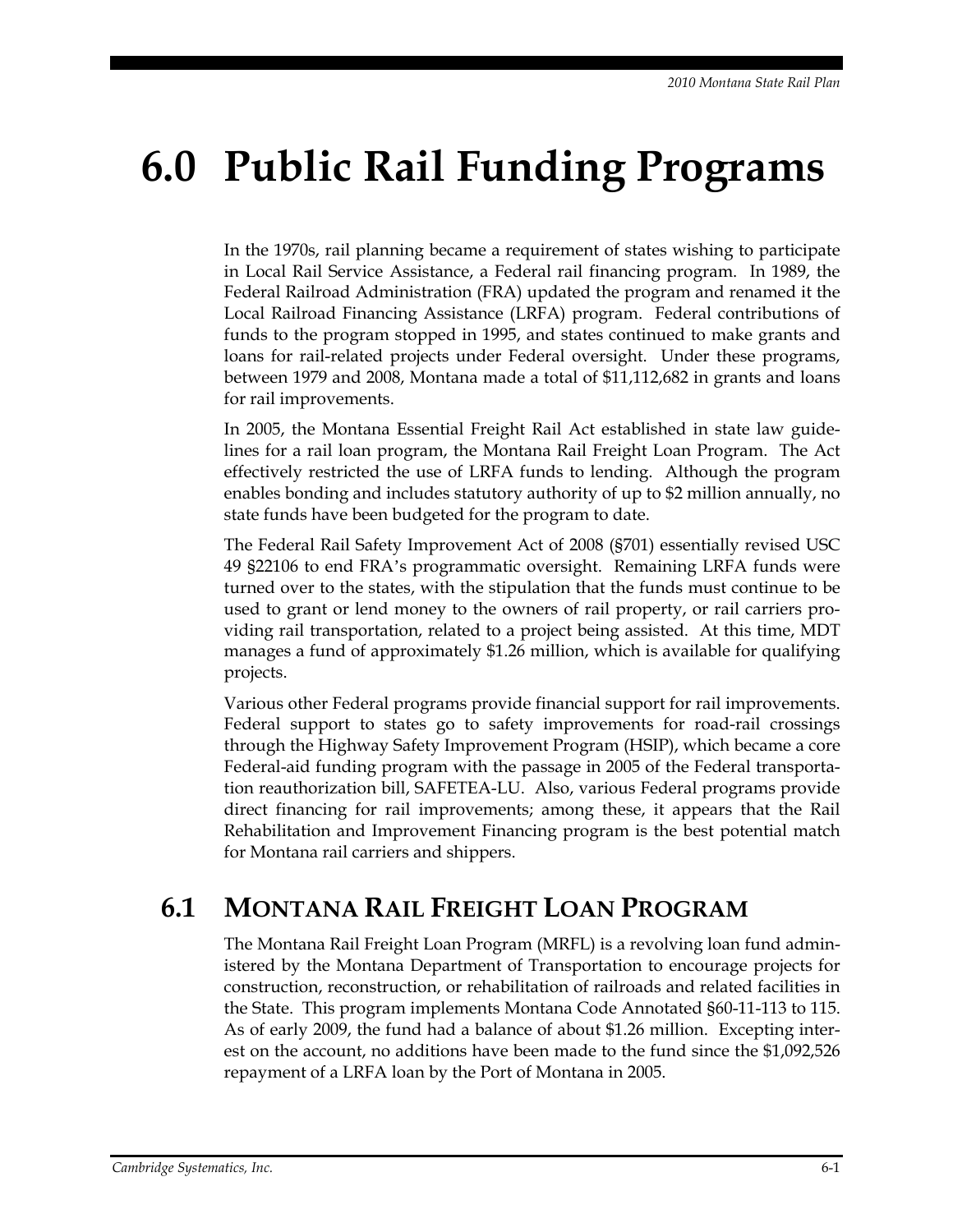# 6.0 Public Rail Funding Programs

In the 1970s, rail planning became a requirement of states wishing to participate in Local Rail Service Assistance, a Federal rail financing program. In 1989, the Federal Railroad Administration (FRA) updated the program and renamed it the Local Railroad Financing Assistance (LRFA) program. Federal contributions of funds to the program stopped in 1995, and states continued to make grants and loans for rail-related projects under Federal oversight. Under these programs, between 1979 and 2008, Montana made a total of $11,112,682 in grants and loans for rail improvements.

In 2005, the Montana Essential Freight Rail Act established in state law guidelines for a rail loan program, the Montana Rail Freight Loan Program. The Act effectively restricted the use of LRFA funds to lending. Although the program enables bonding and includes statutory authority of up to $2 million annually, no state funds have been budgeted for the program to date.

The Federal Rail Safety Improvement Act of 2008 (§701) essentially revised USC 49 §22106 to end FRA's programmatic oversight. Remaining LRFA funds were turned over to the states, with the stipulation that the funds must continue to be used to grant or lend money to the owners of rail property, or rail carriers providing rail transportation, related to a project being assisted. At this time, MDT manages a fund of approximately $1.26 million, which is available for qualifying projects.

Various other Federal programs provide financial support for rail improvements. Federal support to states go to safety improvements for road-rail crossings through the Highway Safety Improvement Program (HSIP), which became a core Federal-aid funding program with the passage in 2005 of the Federal transportation reauthorization bill, SAFETEA-LU. Also, various Federal programs provide direct financing for rail improvements; among these, it appears that the Rail Rehabilitation and Improvement Financing program is the best potential match for Montana rail carriers and shippers.

## 6.1 Montana Rail Freight Loan Program

The Montana Rail Freight Loan Program (MRFL) is a revolving loan fund administered by the Montana Department of Transportation to encourage projects for construction, reconstruction, or rehabilitation of railroads and related facilities in the State. This program implements Montana Code Annotated §60-11-113 to 115. As of early 2009, the fund had a balance of about $1.26 million. Excepting interest on the account, no additions have been made to the fund since the $1,092,526 repayment of a LRFA loan by the Port of Montana in 2005.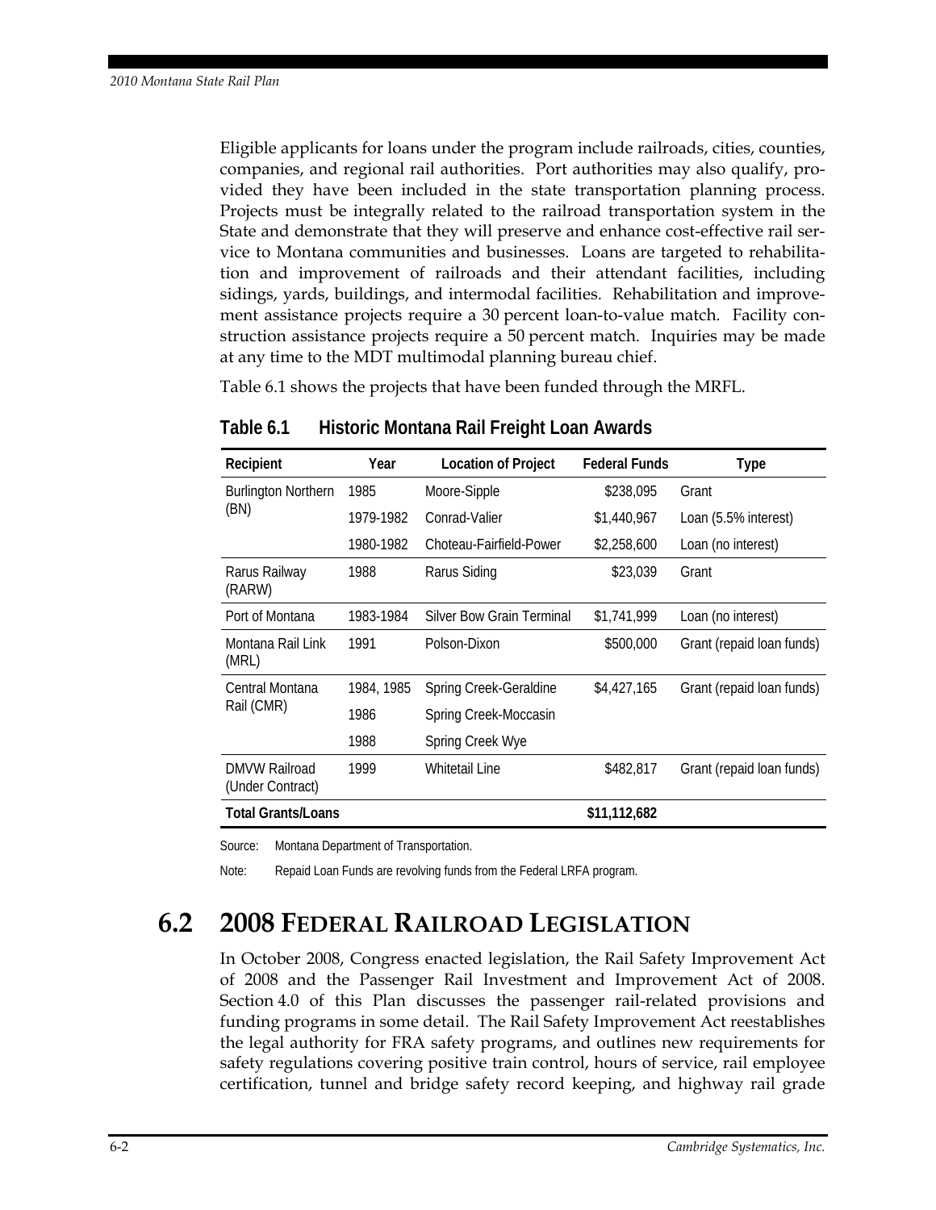Eligible applicants for loans under the program include railroads, cities, counties, companies, and regional rail authorities. Port authorities may also qualify, provided they have been included in the state transportation planning process. Projects must be integrally related to the railroad transportation system in the State and demonstrate that they will preserve and enhance cost-effective rail service to Montana communities and businesses. Loans are targeted to rehabilitation and improvement of railroads and their attendant facilities, including sidings, yards, buildings, and intermodal facilities. Rehabilitation and improvement assistance projects require a 30 percent loan-to-value match. Facility construction assistance projects require a 50 percent match. Inquiries may be made at any time to the MDT multimodal planning bureau chief.

Table 6.1 shows the projects that have been funded through the MRFL.

**Table 6.1 Historic Montana Rail Freight Loan Awards**

| Recipient | Year | Location of Project | Federal Funds | Type |
|---|---|---|---|---|
| Burlington Northern (BN) | 1985 | Moore-Sipple | $238,095 | Grant |
| | 1979-1982 | Conrad-Valier | $1,440,967 | Loan (5.5% interest) |
| | 1980-1982 | Choteau-Fairfield-Power | $2,258,600 | Loan (no interest) |
| Rarus Railway (RARW) | 1988 | Rarus Siding | $23,039 | Grant |
| Port of Montana | 1983-1984 | Silver Bow Grain Terminal | $1,741,999 | Loan (no interest) |
| Montana Rail Link (MRL) | 1991 | Polson-Dixon | $500,000 | Grant (repaid loan funds) |
| Central Montana Rail (CMR) | 1984, 1985 | Spring Creek-Geraldine | $4,427,165 | Grant (repaid loan funds) |
| | 1986 | Spring Creek-Moccasin | | |
| | 1988 | Spring Creek Wye | | |
| DMVW Railroad (Under Contract) | 1999 | Whitetail Line | $482,817 | Grant (repaid loan funds) |
| **Total Grants/Loans** | | | **$11,112,682** | |

Source: Montana Department of Transportation.

Note: Repaid Loan Funds are revolving funds from the Federal LRFA program.

## 6.2 2008 Federal Railroad Legislation

In October 2008, Congress enacted legislation, the Rail Safety Improvement Act of 2008 and the Passenger Rail Investment and Improvement Act of 2008. Section 4.0 of this Plan discusses the passenger rail-related provisions and funding programs in some detail. The Rail Safety Improvement Act reestablishes the legal authority for FRA safety programs, and outlines new requirements for safety regulations covering positive train control, hours of service, rail employee certification, tunnel and bridge safety record keeping, and highway rail grade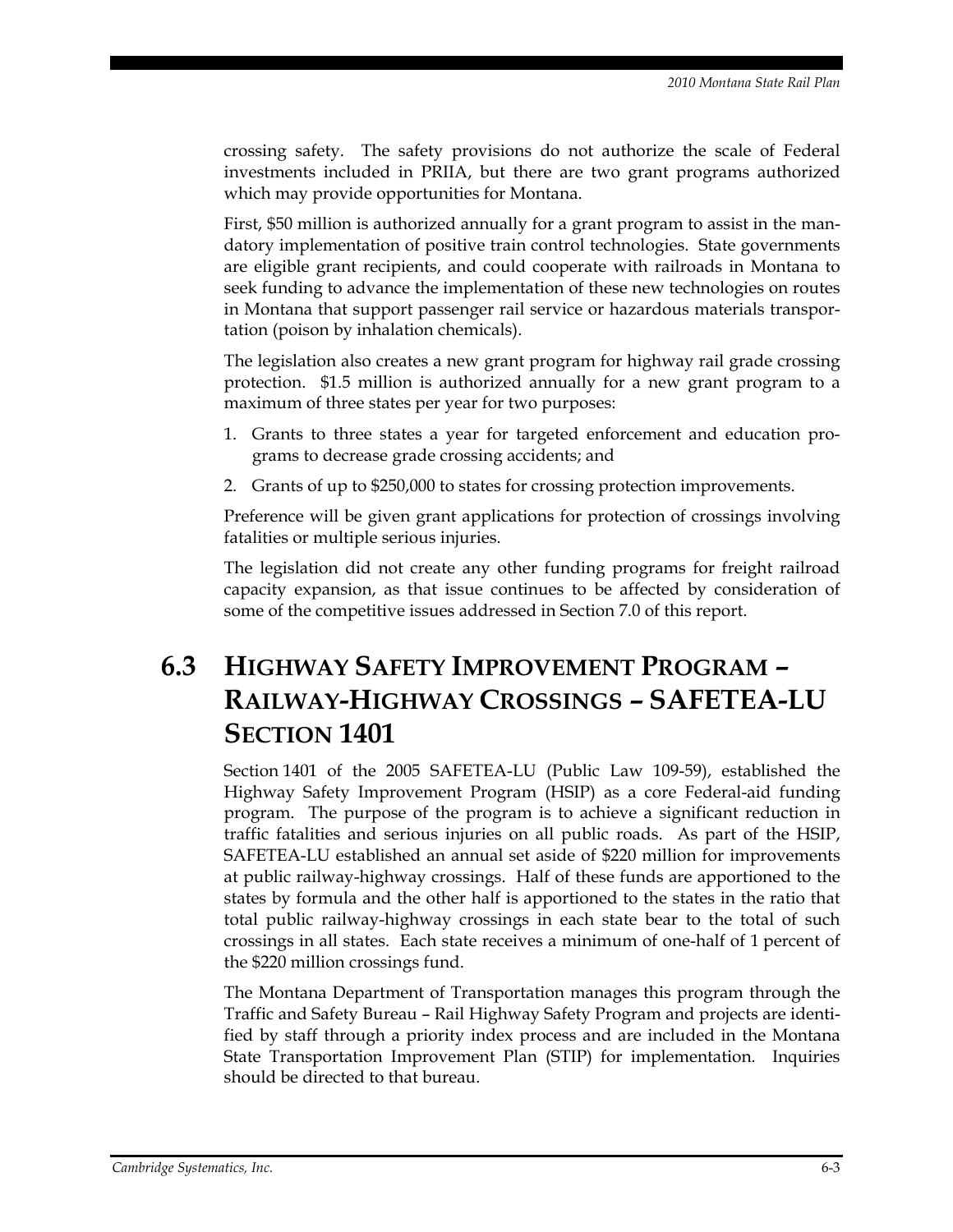crossing safety. The safety provisions do not authorize the scale of Federal investments included in PRIIA, but there are two grant programs authorized which may provide opportunities for Montana.

First, $50 million is authorized annually for a grant program to assist in the mandatory implementation of positive train control technologies. State governments are eligible grant recipients, and could cooperate with railroads in Montana to seek funding to advance the implementation of these new technologies on routes in Montana that support passenger rail service or hazardous materials transportation (poison by inhalation chemicals).

The legislation also creates a new grant program for highway rail grade crossing protection. $1.5 million is authorized annually for a new grant program to a maximum of three states per year for two purposes:

1. Grants to three states a year for targeted enforcement and education programs to decrease grade crossing accidents; and
2. Grants of up to $250,000 to states for crossing protection improvements.

Preference will be given grant applications for protection of crossings involving fatalities or multiple serious injuries.

The legislation did not create any other funding programs for freight railroad capacity expansion, as that issue continues to be affected by consideration of some of the competitive issues addressed in Section 7.0 of this report.

## 6.3 Highway Safety Improvement Program – Railway-Highway Crossings – SAFETEA-LU Section 1401

Section 1401 of the 2005 SAFETEA-LU (Public Law 109-59), established the Highway Safety Improvement Program (HSIP) as a core Federal-aid funding program. The purpose of the program is to achieve a significant reduction in traffic fatalities and serious injuries on all public roads. As part of the HSIP, SAFETEA-LU established an annual set aside of $220 million for improvements at public railway-highway crossings. Half of these funds are apportioned to the states by formula and the other half is apportioned to the states in the ratio that total public railway-highway crossings in each state bear to the total of such crossings in all states. Each state receives a minimum of one-half of 1 percent of the $220 million crossings fund.

The Montana Department of Transportation manages this program through the Traffic and Safety Bureau – Rail Highway Safety Program and projects are identified by staff through a priority index process and are included in the Montana State Transportation Improvement Plan (STIP) for implementation. Inquiries should be directed to that bureau.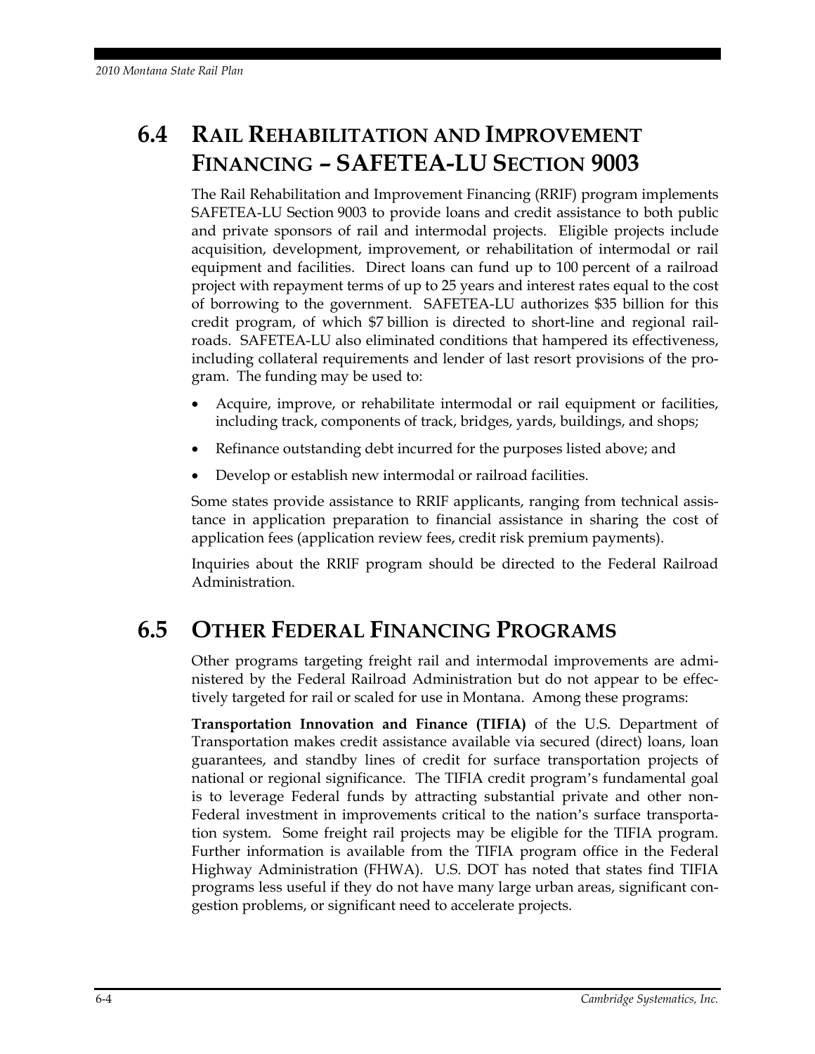## 6.4 Rail Rehabilitation and Improvement Financing – SAFETEA-LU Section 9003

The Rail Rehabilitation and Improvement Financing (RRIF) program implements SAFETEA-LU Section 9003 to provide loans and credit assistance to both public and private sponsors of rail and intermodal projects. Eligible projects include acquisition, development, improvement, or rehabilitation of intermodal or rail equipment and facilities. Direct loans can fund up to 100 percent of a railroad project with repayment terms of up to 25 years and interest rates equal to the cost of borrowing to the government. SAFETEA-LU authorizes $35 billion for this credit program, of which $7 billion is directed to short-line and regional railroads. SAFETEA-LU also eliminated conditions that hampered its effectiveness, including collateral requirements and lender of last resort provisions of the program. The funding may be used to:

- Acquire, improve, or rehabilitate intermodal or rail equipment or facilities, including track, components of track, bridges, yards, buildings, and shops;
- Refinance outstanding debt incurred for the purposes listed above; and
- Develop or establish new intermodal or railroad facilities.

Some states provide assistance to RRIF applicants, ranging from technical assistance in application preparation to financial assistance in sharing the cost of application fees (application review fees, credit risk premium payments).

Inquiries about the RRIF program should be directed to the Federal Railroad Administration.

## 6.5 Other Federal Financing Programs

Other programs targeting freight rail and intermodal improvements are administered by the Federal Railroad Administration but do not appear to be effectively targeted for rail or scaled for use in Montana. Among these programs:

**Transportation Innovation and Finance (TIFIA)** of the U.S. Department of Transportation makes credit assistance available via secured (direct) loans, loan guarantees, and standby lines of credit for surface transportation projects of national or regional significance. The TIFIA credit program's fundamental goal is to leverage Federal funds by attracting substantial private and other non-Federal investment in improvements critical to the nation's surface transportation system. Some freight rail projects may be eligible for the TIFIA program. Further information is available from the TIFIA program office in the Federal Highway Administration (FHWA). U.S. DOT has noted that states find TIFIA programs less useful if they do not have many large urban areas, significant congestion problems, or significant need to accelerate projects.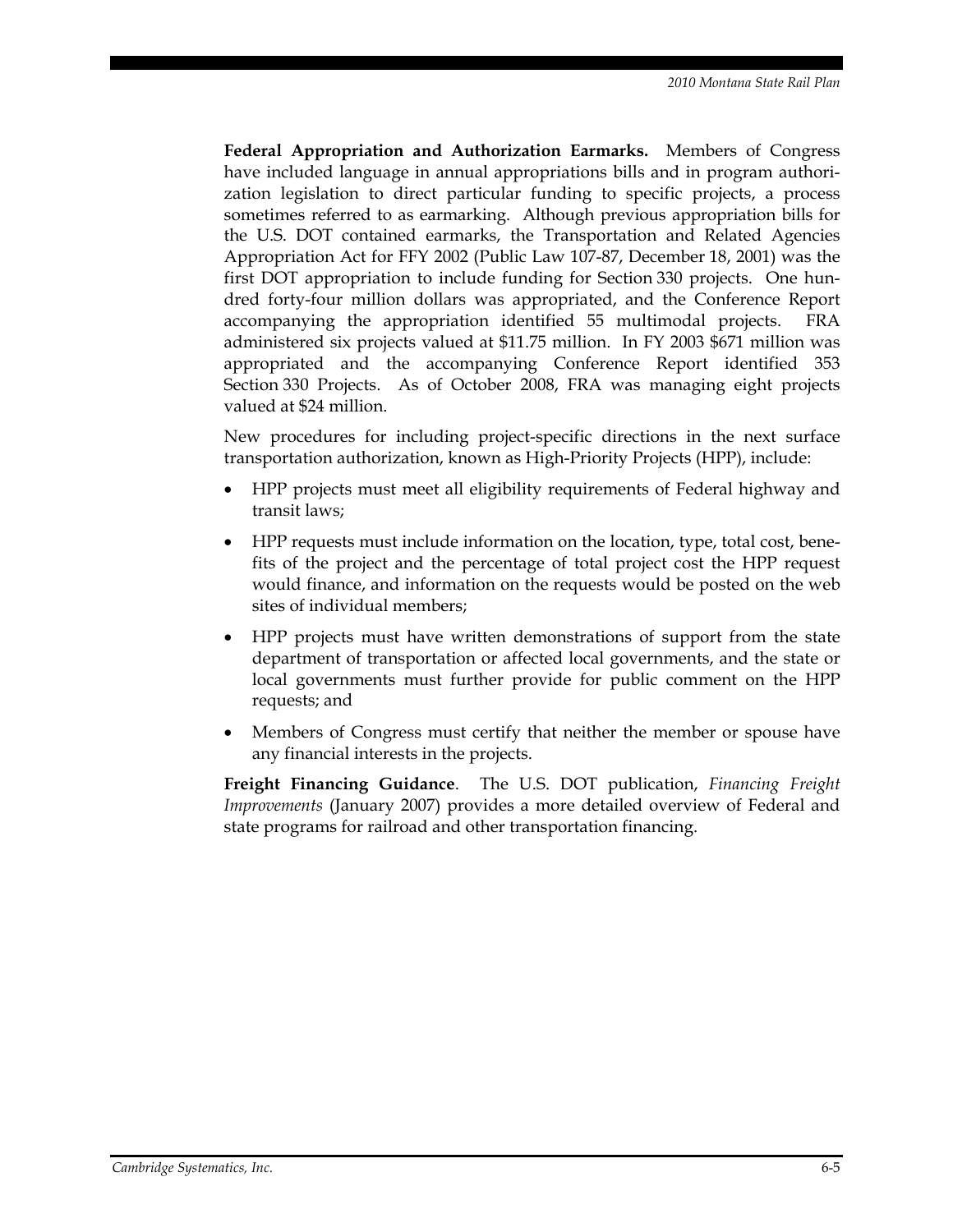**Federal Appropriation and Authorization Earmarks.** Members of Congress have included language in annual appropriations bills and in program authorization legislation to direct particular funding to specific projects, a process sometimes referred to as earmarking. Although previous appropriation bills for the U.S. DOT contained earmarks, the Transportation and Related Agencies Appropriation Act for FFY 2002 (Public Law 107-87, December 18, 2001) was the first DOT appropriation to include funding for Section 330 projects. One hundred forty-four million dollars was appropriated, and the Conference Report accompanying the appropriation identified 55 multimodal projects. FRA administered six projects valued at $11.75 million. In FY 2003 $671 million was appropriated and the accompanying Conference Report identified 353 Section 330 Projects. As of October 2008, FRA was managing eight projects valued at $24 million.

New procedures for including project-specific directions in the next surface transportation authorization, known as High-Priority Projects (HPP), include:

- HPP projects must meet all eligibility requirements of Federal highway and transit laws;
- HPP requests must include information on the location, type, total cost, benefits of the project and the percentage of total project cost the HPP request would finance, and information on the requests would be posted on the web sites of individual members;
- HPP projects must have written demonstrations of support from the state department of transportation or affected local governments, and the state or local governments must further provide for public comment on the HPP requests; and
- Members of Congress must certify that neither the member or spouse have any financial interests in the projects.

**Freight Financing Guidance**. The U.S. DOT publication, *Financing Freight Improvements* (January 2007) provides a more detailed overview of Federal and state programs for railroad and other transportation financing.